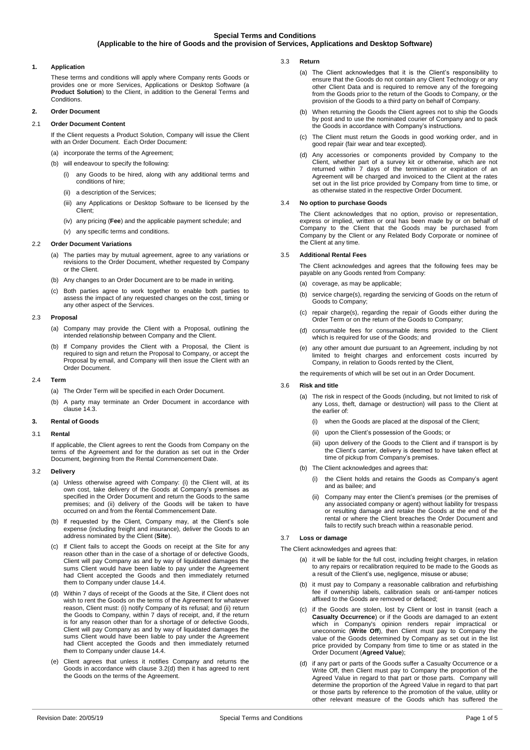# Special Terms and Conditions
## (Applicable to the hire of Goods and the provision of Services, Applications and Desktop Software)

### 1. Application

These terms and conditions will apply where Company rents Goods or provides one or more Services, Applications or Desktop Software (a **Product Solution**) to the Client, in addition to the General Terms and Conditions.

### 2. Order Document

#### 2.1 Order Document Content

If the Client requests a Product Solution, Company will issue the Client with an Order Document. Each Order Document:

(a) incorporate the terms of the Agreement;

(b) will endeavour to specify the following:

(i) any Goods to be hired, along with any additional terms and conditions of hire;

(ii) a description of the Services;

(iii) any Applications or Desktop Software to be licensed by the Client;

(iv) any pricing (**Fee**) and the applicable payment schedule; and

(v) any specific terms and conditions.

#### 2.2 Order Document Variations

(a) The parties may by mutual agreement, agree to any variations or revisions to the Order Document, whether requested by Company or the Client.

(b) Any changes to an Order Document are to be made in writing.

(c) Both parties agree to work together to enable both parties to assess the impact of any requested changes on the cost, timing or any other aspect of the Services.

#### 2.3 Proposal

(a) Company may provide the Client with a Proposal, outlining the intended relationship between Company and the Client.

(b) If Company provides the Client with a Proposal, the Client is required to sign and return the Proposal to Company, or accept the Proposal by email, and Company will then issue the Client with an Order Document.

#### 2.4 Term

(a) The Order Term will be specified in each Order Document.

(b) A party may terminate an Order Document in accordance with clause 14.3.

### 3. Rental of Goods

#### 3.1 Rental

If applicable, the Client agrees to rent the Goods from Company on the terms of the Agreement and for the duration as set out in the Order Document, beginning from the Rental Commencement Date.

#### 3.2 Delivery

(a) Unless otherwise agreed with Company: (i) the Client will, at its own cost, take delivery of the Goods at Company's premises as specified in the Order Document and return the Goods to the same premises; and (ii) delivery of the Goods will be taken to have occurred on and from the Rental Commencement Date.

(b) If requested by the Client, Company may, at the Client's sole expense (including freight and insurance), deliver the Goods to an address nominated by the Client (**Site**).

(c) If Client fails to accept the Goods on receipt at the Site for any reason other than in the case of a shortage of or defective Goods, Client will pay Company as and by way of liquidated damages the sums Client would have been liable to pay under the Agreement had Client accepted the Goods and then immediately returned them to Company under clause 14.4.

(d) Within 7 days of receipt of the Goods at the Site, if Client does not wish to rent the Goods on the terms of the Agreement for whatever reason, Client must: (i) notify Company of its refusal; and (ii) return the Goods to Company, within 7 days of receipt, and, if the return is for any reason other than for a shortage of or defective Goods, Client will pay Company as and by way of liquidated damages the sums Client would have been liable to pay under the Agreement had Client accepted the Goods and then immediately returned them to Company under clause 14.4.

(e) Client agrees that unless it notifies Company and returns the Goods in accordance with clause 3.2(d) then it has agreed to rent the Goods on the terms of the Agreement.

#### 3.3 Return

(a) The Client acknowledges that it is the Client's responsibility to ensure that the Goods do not contain any Client Technology or any other Client Data and is required to remove any of the foregoing from the Goods prior to the return of the Goods to Company, or the provision of the Goods to a third party on behalf of Company.

(b) When returning the Goods the Client agrees not to ship the Goods by post and to use the nominated courier of Company and to pack the Goods in accordance with Company's instructions.

(c) The Client must return the Goods in good working order, and in good repair (fair wear and tear excepted).

(d) Any accessories or components provided by Company to the Client, whether part of a survey kit or otherwise, which are not returned within 7 days of the termination or expiration of an Agreement will be charged and invoiced to the Client at the rates set out in the list price provided by Company from time to time, or as otherwise stated in the respective Order Document.

#### 3.4 No option to purchase Goods

The Client acknowledges that no option, proviso or representation, express or implied, written or oral has been made by or on behalf of Company to the Client that the Goods may be purchased from Company by the Client or any Related Body Corporate or nominee of the Client at any time.

#### 3.5 Additional Rental Fees

The Client acknowledges and agrees that the following fees may be payable on any Goods rented from Company:

(a) coverage, as may be applicable;

(b) service charge(s), regarding the servicing of Goods on the return of Goods to Company;

(c) repair charge(s), regarding the repair of Goods either during the Order Term or on the return of the Goods to Company;

(d) consumable fees for consumable items provided to the Client which is required for use of the Goods; and

(e) any other amount due pursuant to an Agreement, including by not limited to freight charges and enforcement costs incurred by Company, in relation to Goods rented by the Client,

the requirements of which will be set out in an Order Document.

#### 3.6 Risk and title

(a) The risk in respect of the Goods (including, but not limited to risk of any Loss, theft, damage or destruction) will pass to the Client at the earlier of:

(i) when the Goods are placed at the disposal of the Client;

(ii) upon the Client's possession of the Goods; or

(iii) upon delivery of the Goods to the Client and if transport is by the Client's carrier, delivery is deemed to have taken effect at time of pickup from Company's premises.

(b) The Client acknowledges and agrees that:

(i) the Client holds and retains the Goods as Company's agent and as bailee; and

(ii) Company may enter the Client's premises (or the premises of any associated company or agent) without liability for trespass or resulting damage and retake the Goods at the end of the rental or where the Client breaches the Order Document and fails to rectify such breach within a reasonable period.

#### 3.7 Loss or damage

The Client acknowledges and agrees that:

(a) it will be liable for the full cost, including freight charges, in relation to any repairs or recalibration required to be made to the Goods as a result of the Client's use, negligence, misuse or abuse;

(b) it must pay to Company a reasonable calibration and refurbishing fee if ownership labels, calibration seals or anti-tamper notices affixed to the Goods are removed or defaced;

(c) if the Goods are stolen, lost by Client or lost in transit (each a **Casualty Occurrence**) or if the Goods are damaged to an extent which in Company's opinion renders repair impractical or uneconomic (**Write Off**), then Client must pay to Company the value of the Goods determined by Company as set out in the list price provided by Company from time to time or as stated in the Order Document (**Agreed Value**);

(d) if any part or parts of the Goods suffer a Casualty Occurrence or a Write Off, then Client must pay to Company the proportion of the Agreed Value in regard to that part or those parts. Company will determine the proportion of the Agreed Value in regard to that part or those parts by reference to the promotion of the value, utility or other relevant measure of the Goods which has suffered the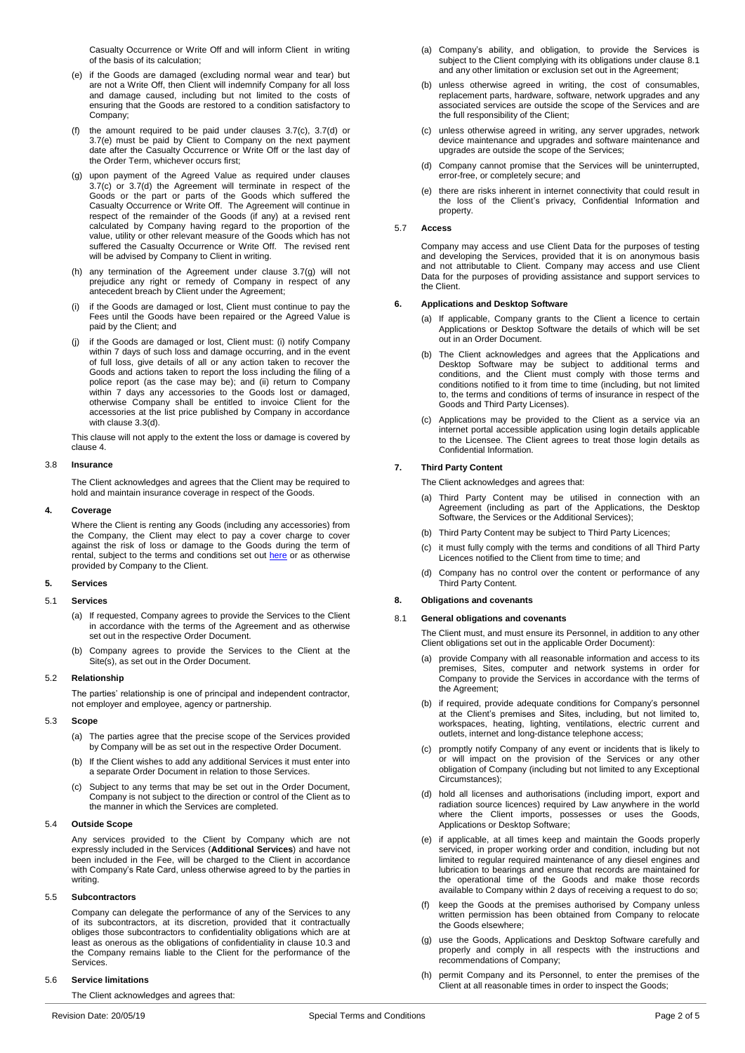Casualty Occurrence or Write Off and will inform Client in writing of the basis of its calculation;

(e) if the Goods are damaged (excluding normal wear and tear) but are not a Write Off, then Client will indemnify Company for all loss and damage caused, including but not limited to the costs of ensuring that the Goods are restored to a condition satisfactory to Company;

(f) the amount required to be paid under clauses 3.7(c), 3.7(d) or 3.7(e) must be paid by Client to Company on the next payment date after the Casualty Occurrence or Write Off or the last day of the Order Term, whichever occurs first;

(g) upon payment of the Agreed Value as required under clauses 3.7(c) or 3.7(d) the Agreement will terminate in respect of the Goods or the part or parts of the Goods which suffered the Casualty Occurrence or Write Off. The Agreement will continue in respect of the remainder of the Goods (if any) at a revised rent calculated by Company having regard to the proportion of the value, utility or other relevant measure of the Goods which has not suffered the Casualty Occurrence or Write Off. The revised rent will be advised by Company to Client in writing.

(h) any termination of the Agreement under clause 3.7(g) will not prejudice any right or remedy of Company in respect of any antecedent breach by Client under the Agreement;

(i) if the Goods are damaged or lost, Client must continue to pay the Fees until the Goods have been repaired or the Agreed Value is paid by the Client; and

(j) if the Goods are damaged or lost, Client must: (i) notify Company within 7 days of such loss and damage occurring, and in the event of full loss, give details of all or any action taken to recover the Goods and actions taken to report the loss including the filing of a police report (as the case may be); and (ii) return to Company within 7 days any accessories to the Goods lost or damaged, otherwise Company shall be entitled to invoice Client for the accessories at the list price published by Company in accordance with clause 3.3(d).

This clause will not apply to the extent the loss or damage is covered by clause 4.

### 3.8 Insurance

The Client acknowledges and agrees that the Client may be required to hold and maintain insurance coverage in respect of the Goods.

## 4. Coverage

Where the Client is renting any Goods (including any accessories) from the Company, the Client may elect to pay a cover charge to cover against the risk of loss or damage to the Goods during the term of rental, subject to the terms and conditions set out here or as otherwise provided by Company to the Client.

## 5. Services

### 5.1 Services

(a) If requested, Company agrees to provide the Services to the Client in accordance with the terms of the Agreement and as otherwise set out in the respective Order Document.

(b) Company agrees to provide the Services to the Client at the Site(s), as set out in the Order Document.

### 5.2 Relationship

The parties' relationship is one of principal and independent contractor, not employer and employee, agency or partnership.

### 5.3 Scope

(a) The parties agree that the precise scope of the Services provided by Company will be as set out in the respective Order Document.

(b) If the Client wishes to add any additional Services it must enter into a separate Order Document in relation to those Services.

(c) Subject to any terms that may be set out in the Order Document, Company is not subject to the direction or control of the Client as to the manner in which the Services are completed.

### 5.4 Outside Scope

Any services provided to the Client by Company which are not expressly included in the Services (**Additional Services**) and have not been included in the Fee, will be charged to the Client in accordance with Company's Rate Card, unless otherwise agreed to by the parties in writing.

### 5.5 Subcontractors

Company can delegate the performance of any of the Services to any of its subcontractors, at its discretion, provided that it contractually obliges those subcontractors to confidentiality obligations which are at least as onerous as the obligations of confidentiality in clause 10.3 and the Company remains liable to the Client for the performance of the Services.

### 5.6 Service limitations

The Client acknowledges and agrees that:

(a) Company's ability, and obligation, to provide the Services is subject to the Client complying with its obligations under clause 8.1 and any other limitation or exclusion set out in the Agreement;

(b) unless otherwise agreed in writing, the cost of consumables, replacement parts, hardware, software, network upgrades and any associated services are outside the scope of the Services and are the full responsibility of the Client;

(c) unless otherwise agreed in writing, any server upgrades, network device maintenance and upgrades and software maintenance and upgrades are outside the scope of the Services;

(d) Company cannot promise that the Services will be uninterrupted, error-free, or completely secure; and

(e) there are risks inherent in internet connectivity that could result in the loss of the Client's privacy, Confidential Information and property.

### 5.7 Access

Company may access and use Client Data for the purposes of testing and developing the Services, provided that it is on anonymous basis and not attributable to Client. Company may access and use Client Data for the purposes of providing assistance and support services to the Client.

## 6. Applications and Desktop Software

(a) If applicable, Company grants to the Client a licence to certain Applications or Desktop Software the details of which will be set out in an Order Document.

(b) The Client acknowledges and agrees that the Applications and Desktop Software may be subject to additional terms and conditions, and the Client must comply with those terms and conditions notified to it from time to time (including, but not limited to, the terms and conditions of terms of insurance in respect of the Goods and Third Party Licenses).

(c) Applications may be provided to the Client as a service via an internet portal accessible application using login details applicable to the Licensee. The Client agrees to treat those login details as Confidential Information.

## 7. Third Party Content

The Client acknowledges and agrees that:

(a) Third Party Content may be utilised in connection with an Agreement (including as part of the Applications, the Desktop Software, the Services or the Additional Services);

(b) Third Party Content may be subject to Third Party Licences;

(c) it must fully comply with the terms and conditions of all Third Party Licences notified to the Client from time to time; and

(d) Company has no control over the content or performance of any Third Party Content.

## 8. Obligations and covenants

### 8.1 General obligations and covenants

The Client must, and must ensure its Personnel, in addition to any other Client obligations set out in the applicable Order Document):

(a) provide Company with all reasonable information and access to its premises, Sites, computer and network systems in order for Company to provide the Services in accordance with the terms of the Agreement;

(b) if required, provide adequate conditions for Company's personnel at the Client's premises and Sites, including, but not limited to, workspaces, heating, lighting, ventilations, electric current and outlets, internet and long-distance telephone access;

(c) promptly notify Company of any event or incidents that is likely to or will impact on the provision of the Services or any other obligation of Company (including but not limited to any Exceptional Circumstances);

(d) hold all licenses and authorisations (including import, export and radiation source licences) required by Law anywhere in the world where the Client imports, possesses or uses the Goods, Applications or Desktop Software;

(e) if applicable, at all times keep and maintain the Goods properly serviced, in proper working order and condition, including but not limited to regular required maintenance of any diesel engines and lubrication to bearings and ensure that records are maintained for the operational time of the Goods and make those records available to Company within 2 days of receiving a request to do so;

(f) keep the Goods at the premises authorised by Company unless written permission has been obtained from Company to relocate the Goods elsewhere;

(g) use the Goods, Applications and Desktop Software carefully and properly and comply in all respects with the instructions and recommendations of Company;

(h) permit Company and its Personnel, to enter the premises of the Client at all reasonable times in order to inspect the Goods;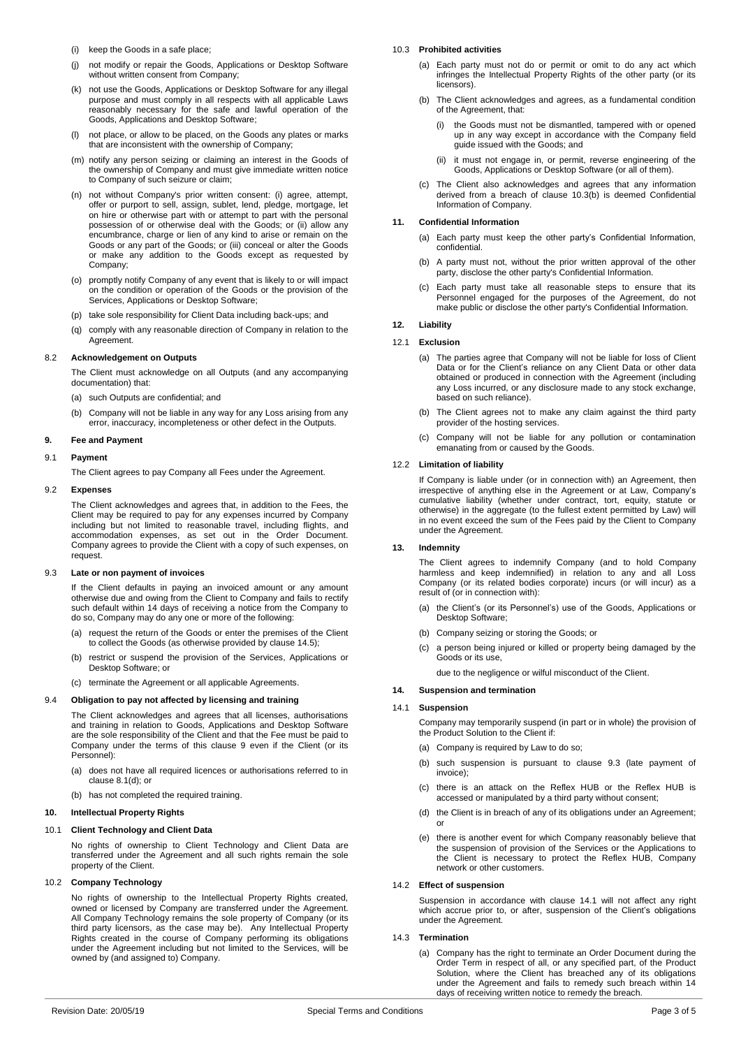(i) keep the Goods in a safe place;

(j) not modify or repair the Goods, Applications or Desktop Software without written consent from Company;

(k) not use the Goods, Applications or Desktop Software for any illegal purpose and must comply in all respects with all applicable Laws reasonably necessary for the safe and lawful operation of the Goods, Applications and Desktop Software;

(l) not place, or allow to be placed, on the Goods any plates or marks that are inconsistent with the ownership of Company;

(m) notify any person seizing or claiming an interest in the Goods of the ownership of Company and must give immediate written notice to Company of such seizure or claim;

(n) not without Company's prior written consent: (i) agree, attempt, offer or purport to sell, assign, sublet, lend, pledge, mortgage, let on hire or otherwise part with or attempt to part with the personal possession of or otherwise deal with the Goods; or (ii) allow any encumbrance, charge or lien of any kind to arise or remain on the Goods or any part of the Goods; or (iii) conceal or alter the Goods or make any addition to the Goods except as requested by Company;

(o) promptly notify Company of any event that is likely to or will impact on the condition or operation of the Goods or the provision of the Services, Applications or Desktop Software;

(p) take sole responsibility for Client Data including back-ups; and

(q) comply with any reasonable direction of Company in relation to the Agreement.

### 8.2 Acknowledgement on Outputs

The Client must acknowledge on all Outputs (and any accompanying documentation) that:

(a) such Outputs are confidential; and

(b) Company will not be liable in any way for any Loss arising from any error, inaccuracy, incompleteness or other defect in the Outputs.

## 9. Fee and Payment

### 9.1 Payment

The Client agrees to pay Company all Fees under the Agreement.

### 9.2 Expenses

The Client acknowledges and agrees that, in addition to the Fees, the Client may be required to pay for any expenses incurred by Company including but not limited to reasonable travel, including flights, and accommodation expenses, as set out in the Order Document. Company agrees to provide the Client with a copy of such expenses, on request.

### 9.3 Late or non payment of invoices

If the Client defaults in paying an invoiced amount or any amount otherwise due and owing from the Client to Company and fails to rectify such default within 14 days of receiving a notice from the Company to do so, Company may do any one or more of the following:

(a) request the return of the Goods or enter the premises of the Client to collect the Goods (as otherwise provided by clause 14.5);

(b) restrict or suspend the provision of the Services, Applications or Desktop Software; or

(c) terminate the Agreement or all applicable Agreements.

### 9.4 Obligation to pay not affected by licensing and training

The Client acknowledges and agrees that all licenses, authorisations and training in relation to Goods, Applications and Desktop Software are the sole responsibility of the Client and that the Fee must be paid to Company under the terms of this clause 9 even if the Client (or its Personnel):

(a) does not have all required licences or authorisations referred to in clause 8.1(d); or

(b) has not completed the required training.

## 10. Intellectual Property Rights

### 10.1 Client Technology and Client Data

No rights of ownership to Client Technology and Client Data are transferred under the Agreement and all such rights remain the sole property of the Client.

### 10.2 Company Technology

No rights of ownership to the Intellectual Property Rights created, owned or licensed by Company are transferred under the Agreement. All Company Technology remains the sole property of Company (or its third party licensors, as the case may be). Any Intellectual Property Rights created in the course of Company performing its obligations under the Agreement including but not limited to the Services, will be owned by (and assigned to) Company.

### 10.3 Prohibited activities

(a) Each party must not do or permit or omit to do any act which infringes the Intellectual Property Rights of the other party (or its licensors).

(b) The Client acknowledges and agrees, as a fundamental condition of the Agreement, that:

(i) the Goods must not be dismantled, tampered with or opened up in any way except in accordance with the Company field guide issued with the Goods; and

(ii) it must not engage in, or permit, reverse engineering of the Goods, Applications or Desktop Software (or all of them).

(c) The Client also acknowledges and agrees that any information derived from a breach of clause 10.3(b) is deemed Confidential Information of Company.

## 11. Confidential Information

(a) Each party must keep the other party's Confidential Information, confidential.

(b) A party must not, without the prior written approval of the other party, disclose the other party's Confidential Information.

(c) Each party must take all reasonable steps to ensure that its Personnel engaged for the purposes of the Agreement, do not make public or disclose the other party's Confidential Information.

## 12. Liability

### 12.1 Exclusion

(a) The parties agree that Company will not be liable for loss of Client Data or for the Client's reliance on any Client Data or other data obtained or produced in connection with the Agreement (including any Loss incurred, or any disclosure made to any stock exchange, based on such reliance).

(b) The Client agrees not to make any claim against the third party provider of the hosting services.

(c) Company will not be liable for any pollution or contamination emanating from or caused by the Goods.

### 12.2 Limitation of liability

If Company is liable under (or in connection with) an Agreement, then irrespective of anything else in the Agreement or at Law, Company's cumulative liability (whether under contract, tort, equity, statute or otherwise) in the aggregate (to the fullest extent permitted by Law) will in no event exceed the sum of the Fees paid by the Client to Company under the Agreement.

## 13. Indemnity

The Client agrees to indemnify Company (and to hold Company harmless and keep indemnified) in relation to any and all Loss Company (or its related bodies corporate) incurs (or will incur) as a result of (or in connection with):

(a) the Client's (or its Personnel's) use of the Goods, Applications or Desktop Software;

(b) Company seizing or storing the Goods; or

(c) a person being injured or killed or property being damaged by the Goods or its use,

due to the negligence or wilful misconduct of the Client.

## 14. Suspension and termination

### 14.1 Suspension

Company may temporarily suspend (in part or in whole) the provision of the Product Solution to the Client if:

(a) Company is required by Law to do so;

(b) such suspension is pursuant to clause 9.3 (late payment of invoice);

(c) there is an attack on the Reflex HUB or the Reflex HUB is accessed or manipulated by a third party without consent;

(d) the Client is in breach of any of its obligations under an Agreement; or

(e) there is another event for which Company reasonably believe that the suspension of provision of the Services or the Applications to the Client is necessary to protect the Reflex HUB, Company network or other customers.

### 14.2 Effect of suspension

Suspension in accordance with clause 14.1 will not affect any right which accrue prior to, or after, suspension of the Client's obligations under the Agreement.

### 14.3 Termination

(a) Company has the right to terminate an Order Document during the Order Term in respect of all, or any specified part, of the Product Solution, where the Client has breached any of its obligations under the Agreement and fails to remedy such breach within 14 days of receiving written notice to remedy the breach.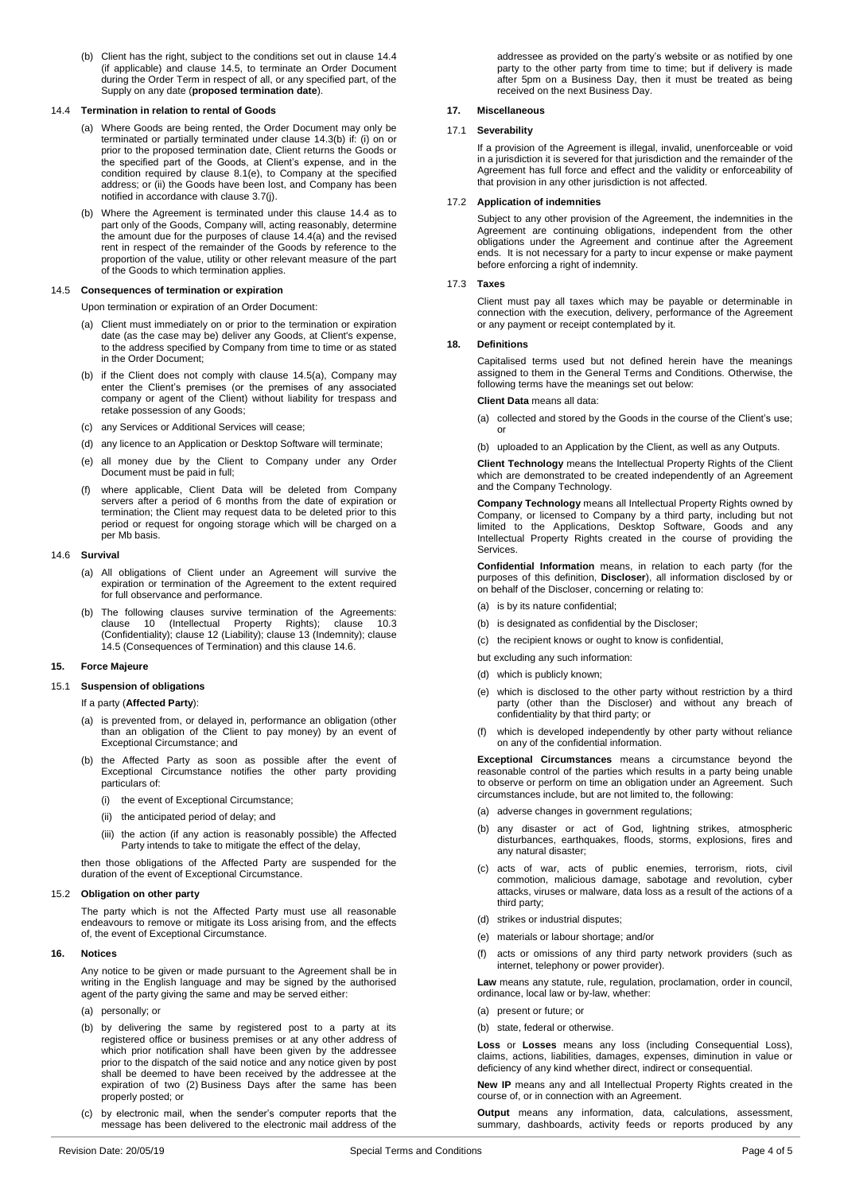(b) Client has the right, subject to the conditions set out in clause 14.4 (if applicable) and clause 14.5, to terminate an Order Document during the Order Term in respect of all, or any specified part, of the Supply on any date (**proposed termination date**).

### 14.4 Termination in relation to rental of Goods

(a) Where Goods are being rented, the Order Document may only be terminated or partially terminated under clause 14.3(b) if: (i) on or prior to the proposed termination date, Client returns the Goods or the specified part of the Goods, at Client's expense, and in the condition required by clause 8.1(e), to Company at the specified address; or (ii) the Goods have been lost, and Company has been notified in accordance with clause 3.7(j).

(b) Where the Agreement is terminated under this clause 14.4 as to part only of the Goods, Company will, acting reasonably, determine the amount due for the purposes of clause 14.4(a) and the revised rent in respect of the remainder of the Goods by reference to the proportion of the value, utility or other relevant measure of the part of the Goods to which termination applies.

### 14.5 Consequences of termination or expiration

Upon termination or expiration of an Order Document:

(a) Client must immediately on or prior to the termination or expiration date (as the case may be) deliver any Goods, at Client's expense, to the address specified by Company from time to time or as stated in the Order Document;

(b) if the Client does not comply with clause 14.5(a), Company may enter the Client's premises (or the premises of any associated company or agent of the Client) without liability for trespass and retake possession of any Goods;

(c) any Services or Additional Services will cease;

(d) any licence to an Application or Desktop Software will terminate;

(e) all money due by the Client to Company under any Order Document must be paid in full;

(f) where applicable, Client Data will be deleted from Company servers after a period of 6 months from the date of expiration or termination; the Client may request data to be deleted prior to this period or request for ongoing storage which will be charged on a per Mb basis.

### 14.6 Survival

(a) All obligations of Client under an Agreement will survive the expiration or termination of the Agreement to the extent required for full observance and performance.

(b) The following clauses survive termination of the Agreements: clause 10 (Intellectual Property Rights); clause 10.3 (Confidentiality); clause 12 (Liability); clause 13 (Indemnity); clause 14.5 (Consequences of Termination) and this clause 14.6.

## 15. Force Majeure

### 15.1 Suspension of obligations

If a party (**Affected Party**):

(a) is prevented from, or delayed in, performance an obligation (other than an obligation of the Client to pay money) by an event of Exceptional Circumstance; and

(b) the Affected Party as soon as possible after the event of Exceptional Circumstance notifies the other party providing particulars of:

(i) the event of Exceptional Circumstance;

(ii) the anticipated period of delay; and

(iii) the action (if any action is reasonably possible) the Affected Party intends to take to mitigate the effect of the delay,

then those obligations of the Affected Party are suspended for the duration of the event of Exceptional Circumstance.

### 15.2 Obligation on other party

The party which is not the Affected Party must use all reasonable endeavours to remove or mitigate its Loss arising from, and the effects of, the event of Exceptional Circumstance.

## 16. Notices

Any notice to be given or made pursuant to the Agreement shall be in writing in the English language and may be signed by the authorised agent of the party giving the same and may be served either:

(a) personally; or

(b) by delivering the same by registered post to a party at its registered office or business premises or at any other address of which prior notification shall have been given by the addressee prior to the dispatch of the said notice and any notice given by post shall be deemed to have been received by the addressee at the expiration of two (2) Business Days after the same has been properly posted; or

(c) by electronic mail, when the sender's computer reports that the message has been delivered to the electronic mail address of the addressee as provided on the party's website or as notified by one party to the other party from time to time; but if delivery is made after 5pm on a Business Day, then it must be treated as being received on the next Business Day.

## 17. Miscellaneous

### 17.1 Severability

If a provision of the Agreement is illegal, invalid, unenforceable or void in a jurisdiction it is severed for that jurisdiction and the remainder of the Agreement has full force and effect and the validity or enforceability of that provision in any other jurisdiction is not affected.

### 17.2 Application of indemnities

Subject to any other provision of the Agreement, the indemnities in the Agreement are continuing obligations, independent from the other obligations under the Agreement and continue after the Agreement ends. It is not necessary for a party to incur expense or make payment before enforcing a right of indemnity.

### 17.3 Taxes

Client must pay all taxes which may be payable or determinable in connection with the execution, delivery, performance of the Agreement or any payment or receipt contemplated by it.

## 18. Definitions

Capitalised terms used but not defined herein have the meanings assigned to them in the General Terms and Conditions. Otherwise, the following terms have the meanings set out below:

**Client Data** means all data:

(a) collected and stored by the Goods in the course of the Client's use; or

(b) uploaded to an Application by the Client, as well as any Outputs.

**Client Technology** means the Intellectual Property Rights of the Client which are demonstrated to be created independently of an Agreement and the Company Technology.

**Company Technology** means all Intellectual Property Rights owned by Company, or licensed to Company by a third party, including but not limited to the Applications, Desktop Software, Goods and any Intellectual Property Rights created in the course of providing the Services.

**Confidential Information** means, in relation to each party (for the purposes of this definition, **Discloser**), all information disclosed by or on behalf of the Discloser, concerning or relating to:

(a) is by its nature confidential;

(b) is designated as confidential by the Discloser;

(c) the recipient knows or ought to know is confidential,

but excluding any such information:

(d) which is publicly known;

(e) which is disclosed to the other party without restriction by a third party (other than the Discloser) and without any breach of confidentiality by that third party; or

(f) which is developed independently by other party without reliance on any of the confidential information.

**Exceptional Circumstances** means a circumstance beyond the reasonable control of the parties which results in a party being unable to observe or perform on time an obligation under an Agreement. Such circumstances include, but are not limited to, the following:

(a) adverse changes in government regulations;

(b) any disaster or act of God, lightning strikes, atmospheric disturbances, earthquakes, floods, storms, explosions, fires and any natural disaster;

(c) acts of war, acts of public enemies, terrorism, riots, civil commotion, malicious damage, sabotage and revolution, cyber attacks, viruses or malware, data loss as a result of the actions of a third party;

(d) strikes or industrial disputes;

(e) materials or labour shortage; and/or

(f) acts or omissions of any third party network providers (such as internet, telephony or power provider).

**Law** means any statute, rule, regulation, proclamation, order in council, ordinance, local law or by-law, whether:

(a) present or future; or

(b) state, federal or otherwise.

**Loss** or **Losses** means any loss (including Consequential Loss), claims, actions, liabilities, damages, expenses, diminution in value or deficiency of any kind whether direct, indirect or consequential.

**New IP** means any and all Intellectual Property Rights created in the course of, or in connection with an Agreement.

**Output** means any information, data, calculations, assessment, summary, dashboards, activity feeds or reports produced by any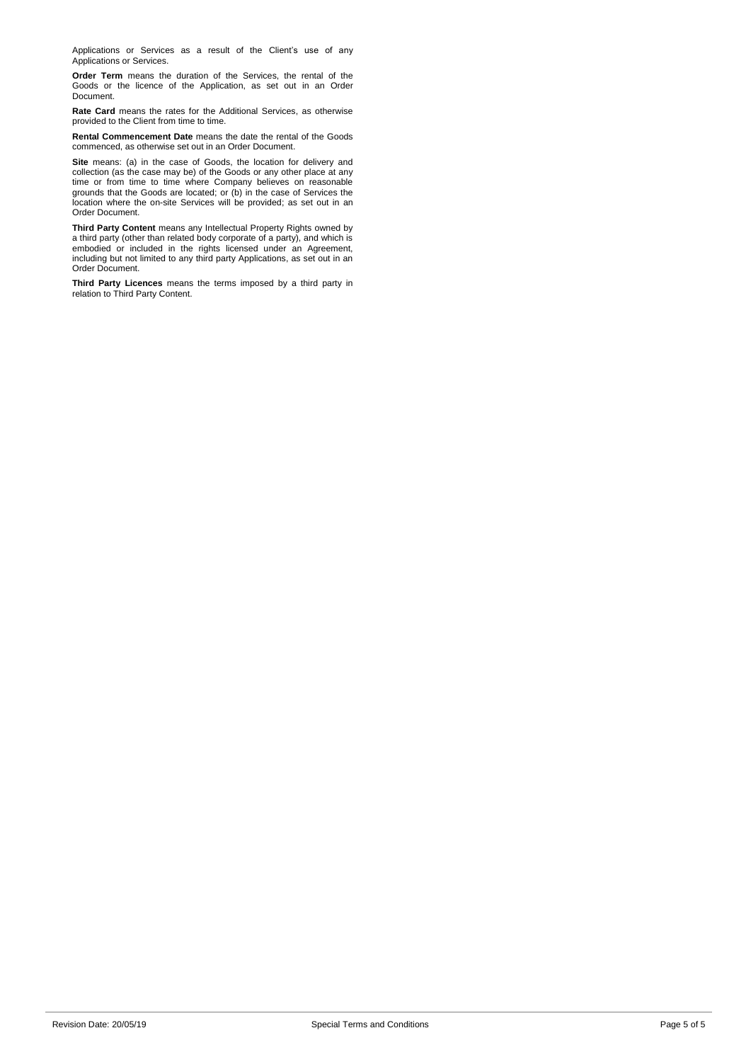Applications or Services as a result of the Client's use of any Applications or Services.

**Order Term** means the duration of the Services, the rental of the Goods or the licence of the Application, as set out in an Order Document.

**Rate Card** means the rates for the Additional Services, as otherwise provided to the Client from time to time.

**Rental Commencement Date** means the date the rental of the Goods commenced, as otherwise set out in an Order Document.

**Site** means: (a) in the case of Goods, the location for delivery and collection (as the case may be) of the Goods or any other place at any time or from time to time where Company believes on reasonable grounds that the Goods are located; or (b) in the case of Services the location where the on-site Services will be provided; as set out in an Order Document.

**Third Party Content** means any Intellectual Property Rights owned by a third party (other than related body corporate of a party), and which is embodied or included in the rights licensed under an Agreement, including but not limited to any third party Applications, as set out in an Order Document.

**Third Party Licences** means the terms imposed by a third party in relation to Third Party Content.